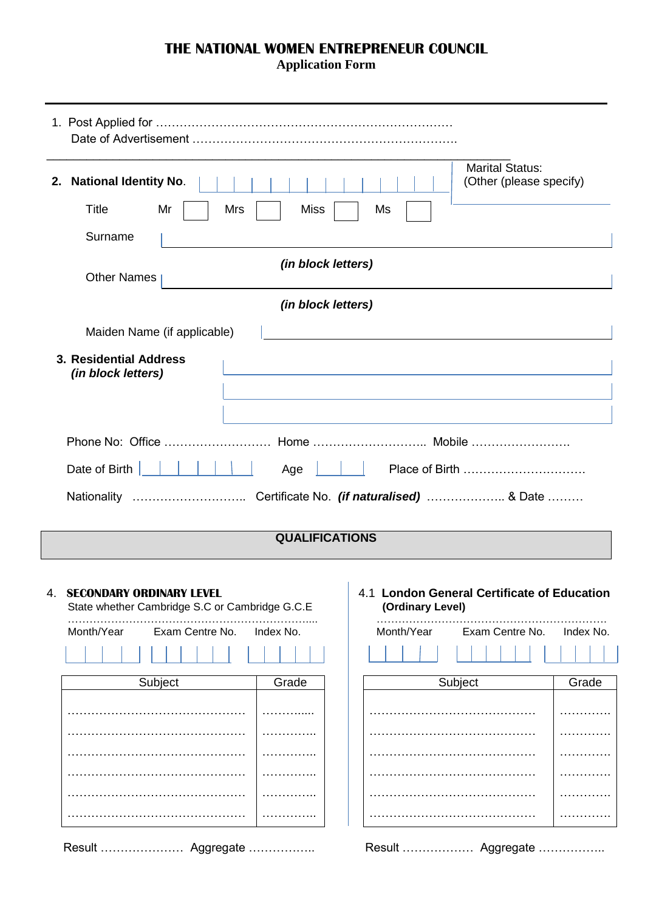# THE NATIONAL WOMEN ENTREPRENEUR COUNCIL

## Application Form

1. Post Applied for ……………………………………………………………………
   Date of Advertisement ……………………………………………………….

**2. National Identity No.** | | | | | | | | | | | | | |

Marital Status:
(Other (please specify)

Title Mr ☐ Mrs ☐ Miss ☐ Ms ☐

Surname

*(in block letters)*

Other Names

*(in block letters)*

Maiden Name (if applicable)

**3. Residential Address**
***(in block letters)***

Phone No: Office ……………………… Home ……………………….. Mobile …………………….

Date of Birth | | | | | | | | Age | | | Place of Birth ………………………….

Nationality ……………………….. Certificate No. ***(if naturalised)*** ……………….. & Date ………

## QUALIFICATIONS

**4. SECONDARY ORDINARY LEVEL**

State whether Cambridge S.C or Cambridge G.C.E

……………………………………………………………..

Month/Year Exam Centre No. Index No.

| Subject | Grade |
|---|---|
| ……………………………………… | …………..... |
| ……………………………………… | ………….. |
| ……………………………………… | ………….. |
| ……………………………………… | ………….. |
| ……………………………………… | ………….. |
| ……………………………………… | ………….. |

Result ………………… Aggregate ……………..

**4.1 London General Certificate of Education**
**(Ordinary Level)**

………………………………………………………

Month/Year Exam Centre No. Index No.

| Subject | Grade |
|---|---|
| …………………………………… | …………. |
| …………………………………… | …………. |
| …………………………………… | …………. |
| …………………………………… | …………. |
| …………………………………… | …………. |
| …………………………………… | …………. |

Result ……………… Aggregate ……………..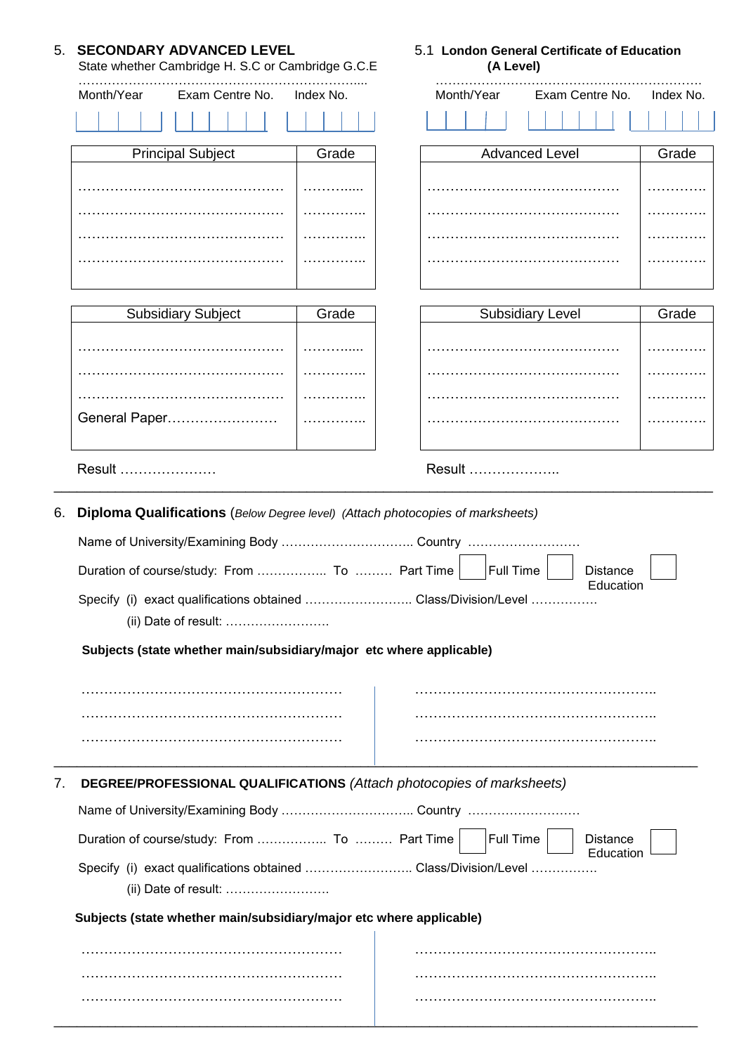## 5. SECONDARY ADVANCED LEVEL

State whether Cambridge H. S.C or Cambridge G.C.E

……………………………………………………….....

Month/Year Exam Centre No. Index No.

| Principal Subject | Grade |
|---|---|
| ……………………………………… | ……….…... |
| ……………………………………… | ………….. |
| ……………………………………… | ………….. |
| ……………………………………… | ………….. |

| Subsidiary Subject | Grade |
|---|---|
| ……………………………………… | ……….…... |
| ……………………………………… | ………….. |
| ……………………………………… | ………….. |
| General Paper…………………… | ………….. |

Result …………………

### 5.1 London General Certificate of Education (A Level)

……………………………………………………….

Month/Year Exam Centre No. Index No.

| Advanced Level | Grade |
|---|---|
| …………………………………… | …………. |
| …………………………………… | …………. |
| …………………………………… | …………. |
| …………………………………… | …………. |

| Subsidiary Level | Grade |
|---|---|
| …………………………………… | …………. |
| …………………………………… | …………. |
| …………………………………… | …………. |
| …………………………………… | …………. |

Result ………………..

---

## 6. Diploma Qualifications (*Below Degree level*) *(Attach photocopies of marksheets)*

Name of University/Examining Body ………………………….. Country ………………………

Duration of course/study: From …………….. To ……… Part Time ☐ Full Time ☐ Distance Education ☐

Specify (i) exact qualifications obtained ……………………. Class/Division/Level …………….

(ii) Date of result: …………………….

**Subjects (state whether main/subsidiary/major etc where applicable)**

| | |
|---|---|
| ………………………………………………… | …………………………………………….. |
| ………………………………………………… | …………………………………………….. |
| ………………………………………………… | …………………………………………….. |

---

## 7. DEGREE/PROFESSIONAL QUALIFICATIONS *(Attach photocopies of marksheets)*

Name of University/Examining Body ………………………….. Country ………………………

Duration of course/study: From …………….. To ……… Part Time ☐ Full Time ☐ Distance Education ☐

Specify (i) exact qualifications obtained ……………………. Class/Division/Level …………….

(ii) Date of result: …………………….

**Subjects (state whether main/subsidiary/major etc where applicable)**

| | |
|---|---|
| ………………………………………………… | …………………………………………….. |
| ………………………………………………… | …………………………………………….. |
| ………………………………………………… | …………………………………………….. |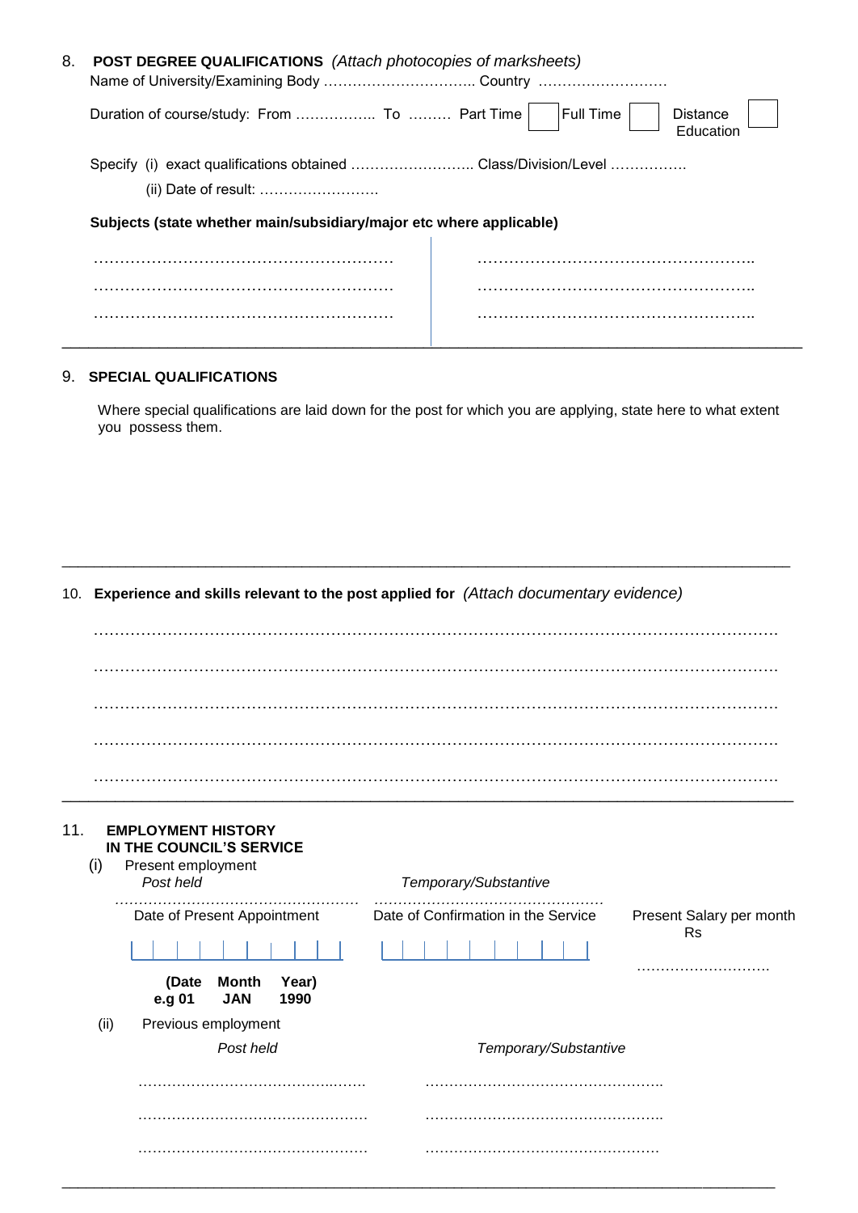8. **POST DEGREE QUALIFICATIONS** *(Attach photocopies of marksheets)*

Name of University/Examining Body ………………………….. Country ………………………

Duration of course/study: From …………….. To ……… Part Time ☐ Full Time ☐ Distance Education ☐

Specify (i) exact qualifications obtained …………………….. Class/Division/Level …………….

(ii) Date of result: …………………….

**Subjects (state whether main/subsidiary/major etc where applicable)**

| | |
|---|---|
| ………………………………………………… | …………………………………………….. |
| ………………………………………………… | …………………………………………….. |
| ………………………………………………… | …………………………………………….. |

9. **SPECIAL QUALIFICATIONS**

Where special qualifications are laid down for the post for which you are applying, state here to what extent you possess them.

10. **Experience and skills relevant to the post applied for** *(Attach documentary evidence)*

……………………………………………………………………………………………………………………

……………………………………………………………………………………………………………………

……………………………………………………………………………………………………………………

……………………………………………………………………………………………………………………

……………………………………………………………………………………………………………………

11. **EMPLOYMENT HISTORY IN THE COUNCIL'S SERVICE**

(i) Present employment

| *Post held* | *Temporary/Substantive* | |
|---|---|---|
| …………………………………………… | ………………………………………… | |
| Date of Present Appointment | Date of Confirmation in the Service | Present Salary per month Rs |
| &#124; &#124; &#124; &#124; &#124; &#124; &#124; &#124; &#124; &#124; | &#124; &#124; &#124; &#124; &#124; &#124; &#124; &#124; &#124; | ………………………. |
| **(Date Month Year)** **e.g 01 JAN 1990** | | |

(ii) Previous employment

| *Post held* | *Temporary/Substantive* |
|---|---|
| ……………………………………..……. | ………………………………………….. |
| ………………………………………… | ………………………………………….. |
| ………………………………………… | …………………………………………. |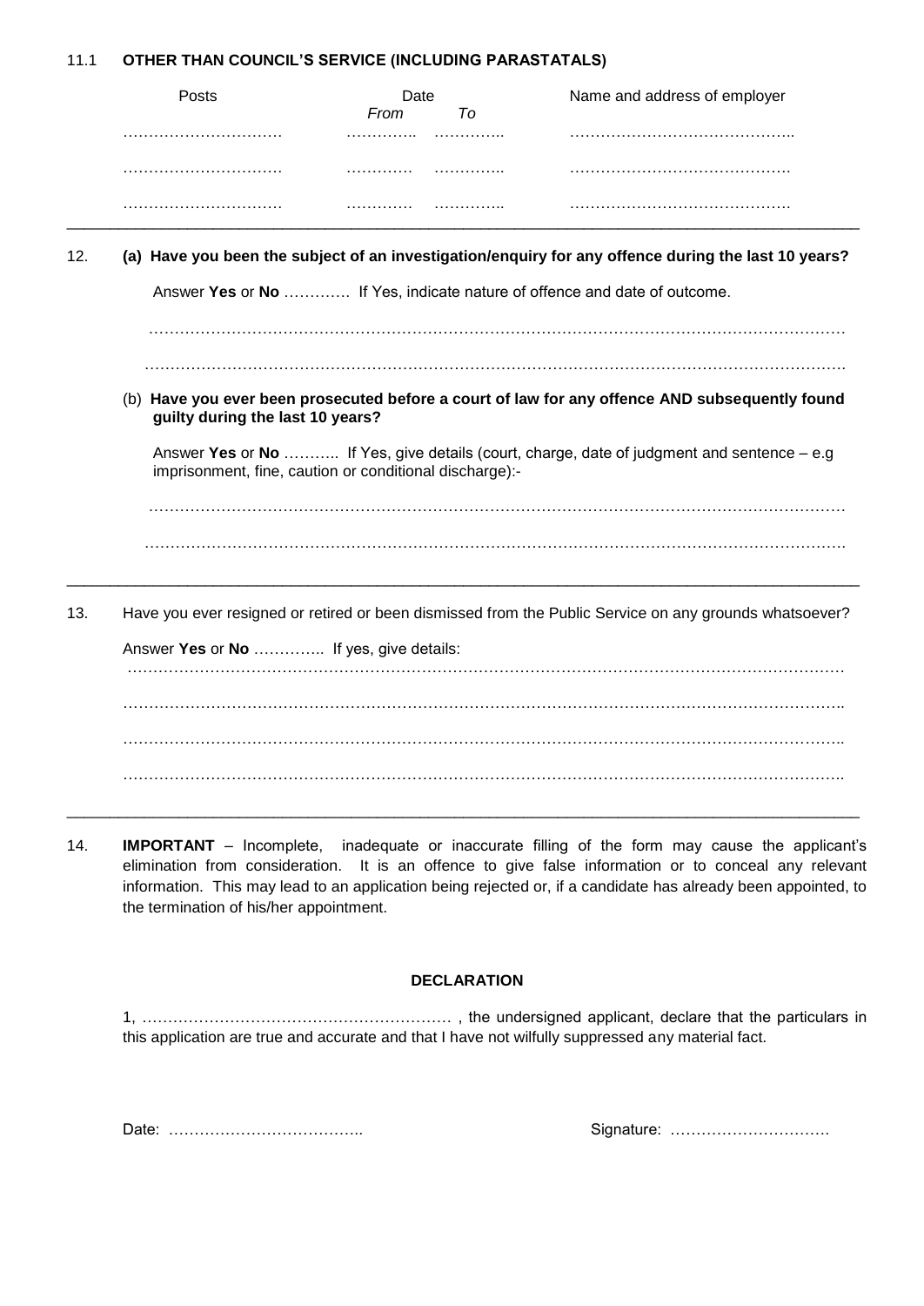11.1 **OTHER THAN COUNCIL'S SERVICE (INCLUDING PARASTATALS)**

| Posts | Date *From* | *To* | Name and address of employer |
|---|---|---|---|
| …………………………. | ………….. | ………….. | …………………………………….. |
| …………………………. | …………. | ………….. | ……………………………………. |
| …………………………. | …………. | ………….. | ……………………………………. |

---

12. **(a) Have you been the subject of an investigation/enquiry for any offence during the last 10 years?**

Answer **Yes** or **No** …………. If Yes, indicate nature of offence and date of outcome.

……………………………………………………………………………………………………………………

……………………………………………………………………………………………………………………

(b) **Have you ever been prosecuted before a court of law for any offence AND subsequently found guilty during the last 10 years?**

Answer **Yes** or **No** ……….. If Yes, give details (court, charge, date of judgment and sentence – e.g imprisonment, fine, caution or conditional discharge):-

……………………………………………………………………………………………………………………

……………………………………………………………………………………………………………………

---

13. Have you ever resigned or retired or been dismissed from the Public Service on any grounds whatsoever?

Answer **Yes** or **No** ………….. If yes, give details:

……………………………………………………………………………………………………………………

……………………………………………………………………………………………………………………..

……………………………………………………………………………………………………………………..

……………………………………………………………………………………………………………………..

---

14. **IMPORTANT** – Incomplete, inadequate or inaccurate filling of the form may cause the applicant's elimination from consideration. It is an offence to give false information or to conceal any relevant information. This may lead to an application being rejected or, if a candidate has already been appointed, to the termination of his/her appointment.

**DECLARATION**

1, …………………………………………………… , the undersigned applicant, declare that the particulars in this application are true and accurate and that I have not wilfully suppressed any material fact.

Date: ………………………………..

Signature: ………………………….